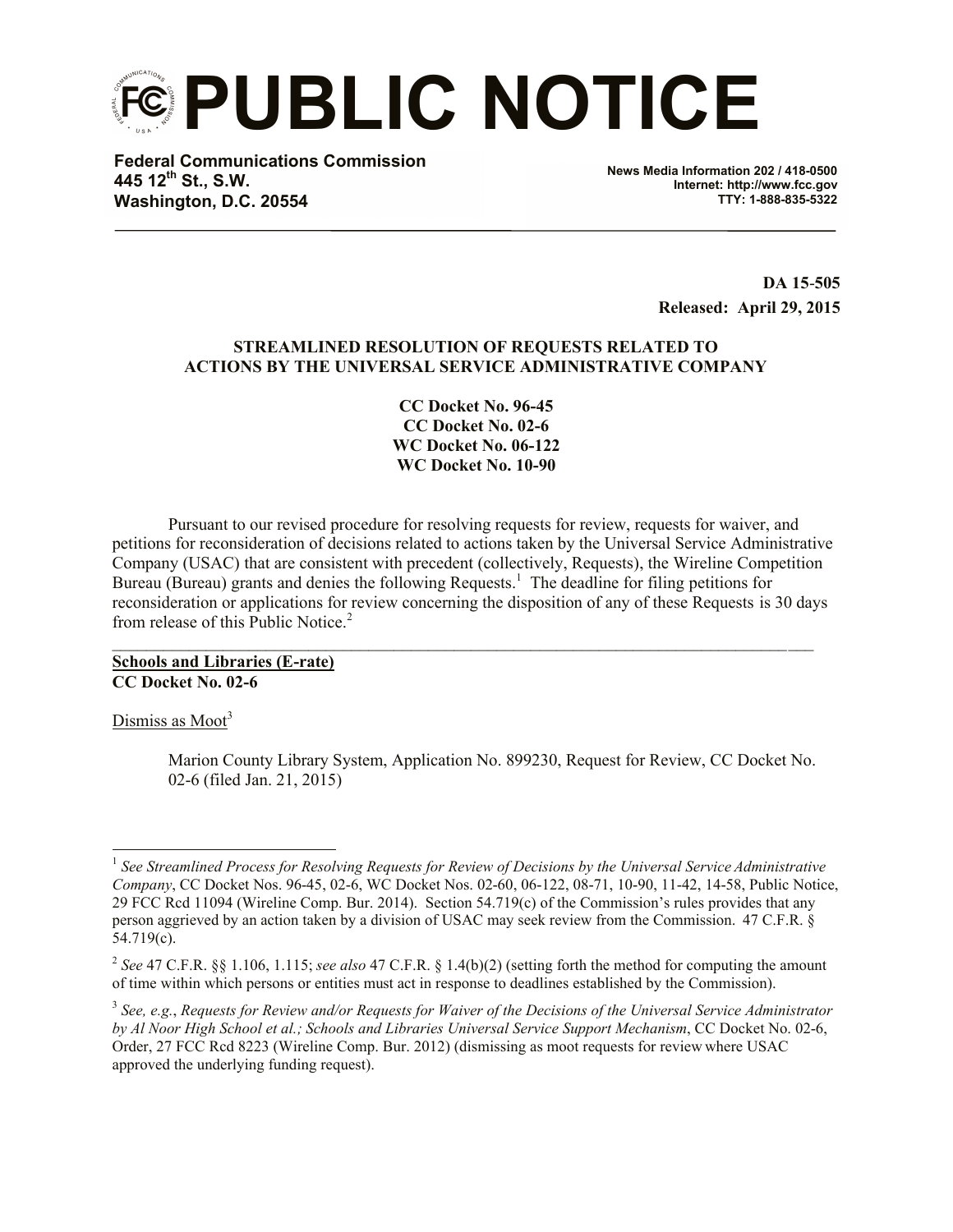# PUBLIC NOTICE

**Federal Communications Commission**
**445 12th St., S.W.**
**Washington, D.C. 20554**

**News Media Information 202 / 418-0500**
**Internet: http://www.fcc.gov**
**TTY: 1-888-835-5322**

**DA 15-505**
**Released: April 29, 2015**

**STREAMLINED RESOLUTION OF REQUESTS RELATED TO ACTIONS BY THE UNIVERSAL SERVICE ADMINISTRATIVE COMPANY**

**CC Docket No. 96-45**
**CC Docket No. 02-6**
**WC Docket No. 06-122**
**WC Docket No. 10-90**

Pursuant to our revised procedure for resolving requests for review, requests for waiver, and petitions for reconsideration of decisions related to actions taken by the Universal Service Administrative Company (USAC) that are consistent with precedent (collectively, Requests), the Wireline Competition Bureau (Bureau) grants and denies the following Requests.[1] The deadline for filing petitions for reconsideration or applications for review concerning the disposition of any of these Requests is 30 days from release of this Public Notice.[2]

---

**Schools and Libraries (E-rate)**
**CC Docket No. 02-6**

Dismiss as Moot[3]

Marion County Library System, Application No. 899230, Request for Review, CC Docket No. 02-6 (filed Jan. 21, 2015)

---

[1] *See Streamlined Process for Resolving Requests for Review of Decisions by the Universal Service Administrative Company*, CC Docket Nos. 96-45, 02-6, WC Docket Nos. 02-60, 06-122, 08-71, 10-90, 11-42, 14-58, Public Notice, 29 FCC Rcd 11094 (Wireline Comp. Bur. 2014). Section 54.719(c) of the Commission's rules provides that any person aggrieved by an action taken by a division of USAC may seek review from the Commission. 47 C.F.R. § 54.719(c).

[2] *See* 47 C.F.R. §§ 1.106, 1.115; *see also* 47 C.F.R. § 1.4(b)(2) (setting forth the method for computing the amount of time within which persons or entities must act in response to deadlines established by the Commission).

[3] *See, e.g.*, *Requests for Review and/or Requests for Waiver of the Decisions of the Universal Service Administrator by Al Noor High School et al.; Schools and Libraries Universal Service Support Mechanism*, CC Docket No. 02-6, Order, 27 FCC Rcd 8223 (Wireline Comp. Bur. 2012) (dismissing as moot requests for review where USAC approved the underlying funding request).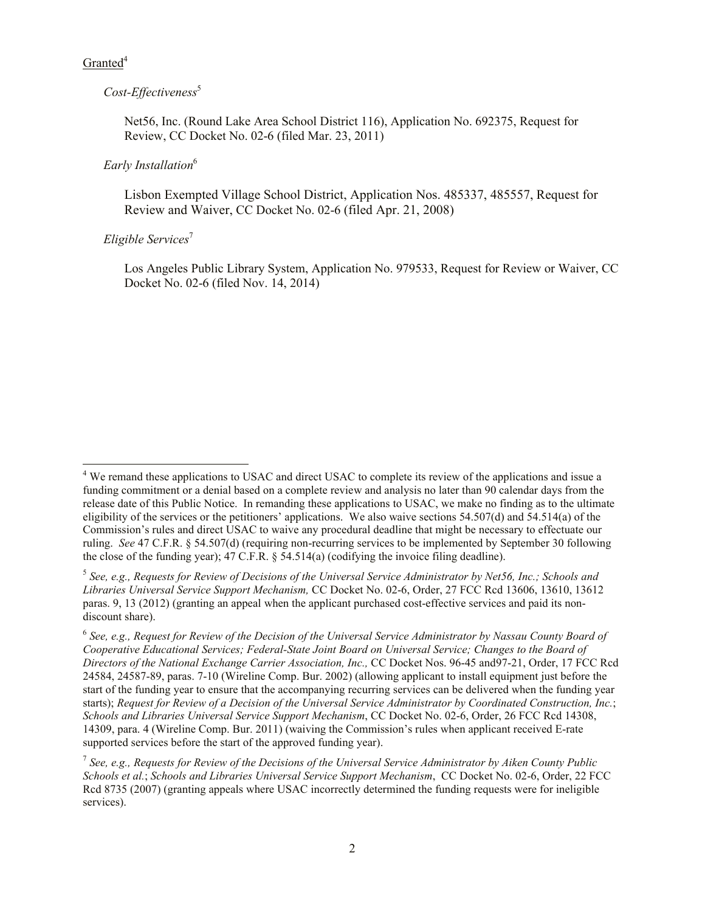Granted[4]

*Cost-Effectiveness*[5]

Net56, Inc. (Round Lake Area School District 116), Application No. 692375, Request for Review, CC Docket No. 02-6 (filed Mar. 23, 2011)

*Early Installation*[6]

Lisbon Exempted Village School District, Application Nos. 485337, 485557, Request for Review and Waiver, CC Docket No. 02-6 (filed Apr. 21, 2008)

*Eligible Services*[7]

Los Angeles Public Library System, Application No. 979533, Request for Review or Waiver, CC Docket No. 02-6 (filed Nov. 14, 2014)

---

[4] We remand these applications to USAC and direct USAC to complete its review of the applications and issue a funding commitment or a denial based on a complete review and analysis no later than 90 calendar days from the release date of this Public Notice. In remanding these applications to USAC, we make no finding as to the ultimate eligibility of the services or the petitioners' applications. We also waive sections 54.507(d) and 54.514(a) of the Commission's rules and direct USAC to waive any procedural deadline that might be necessary to effectuate our ruling. *See* 47 C.F.R. § 54.507(d) (requiring non-recurring services to be implemented by September 30 following the close of the funding year); 47 C.F.R. § 54.514(a) (codifying the invoice filing deadline).

[5] *See, e.g., Requests for Review of Decisions of the Universal Service Administrator by Net56, Inc.; Schools and Libraries Universal Service Support Mechanism,* CC Docket No. 02-6, Order, 27 FCC Rcd 13606, 13610, 13612 paras. 9, 13 (2012) (granting an appeal when the applicant purchased cost-effective services and paid its non-discount share).

[6] *See, e.g., Request for Review of the Decision of the Universal Service Administrator by Nassau County Board of Cooperative Educational Services; Federal-State Joint Board on Universal Service; Changes to the Board of Directors of the National Exchange Carrier Association, Inc.,* CC Docket Nos. 96-45 and97-21, Order, 17 FCC Rcd 24584, 24587-89, paras. 7-10 (Wireline Comp. Bur. 2002) (allowing applicant to install equipment just before the start of the funding year to ensure that the accompanying recurring services can be delivered when the funding year starts); *Request for Review of a Decision of the Universal Service Administrator by Coordinated Construction, Inc.*; *Schools and Libraries Universal Service Support Mechanism*, CC Docket No. 02-6, Order, 26 FCC Rcd 14308, 14309, para. 4 (Wireline Comp. Bur. 2011) (waiving the Commission's rules when applicant received E-rate supported services before the start of the approved funding year).

[7] *See, e.g., Requests for Review of the Decisions of the Universal Service Administrator by Aiken County Public Schools et al.*; *Schools and Libraries Universal Service Support Mechanism*, CC Docket No. 02-6, Order, 22 FCC Rcd 8735 (2007) (granting appeals where USAC incorrectly determined the funding requests were for ineligible services).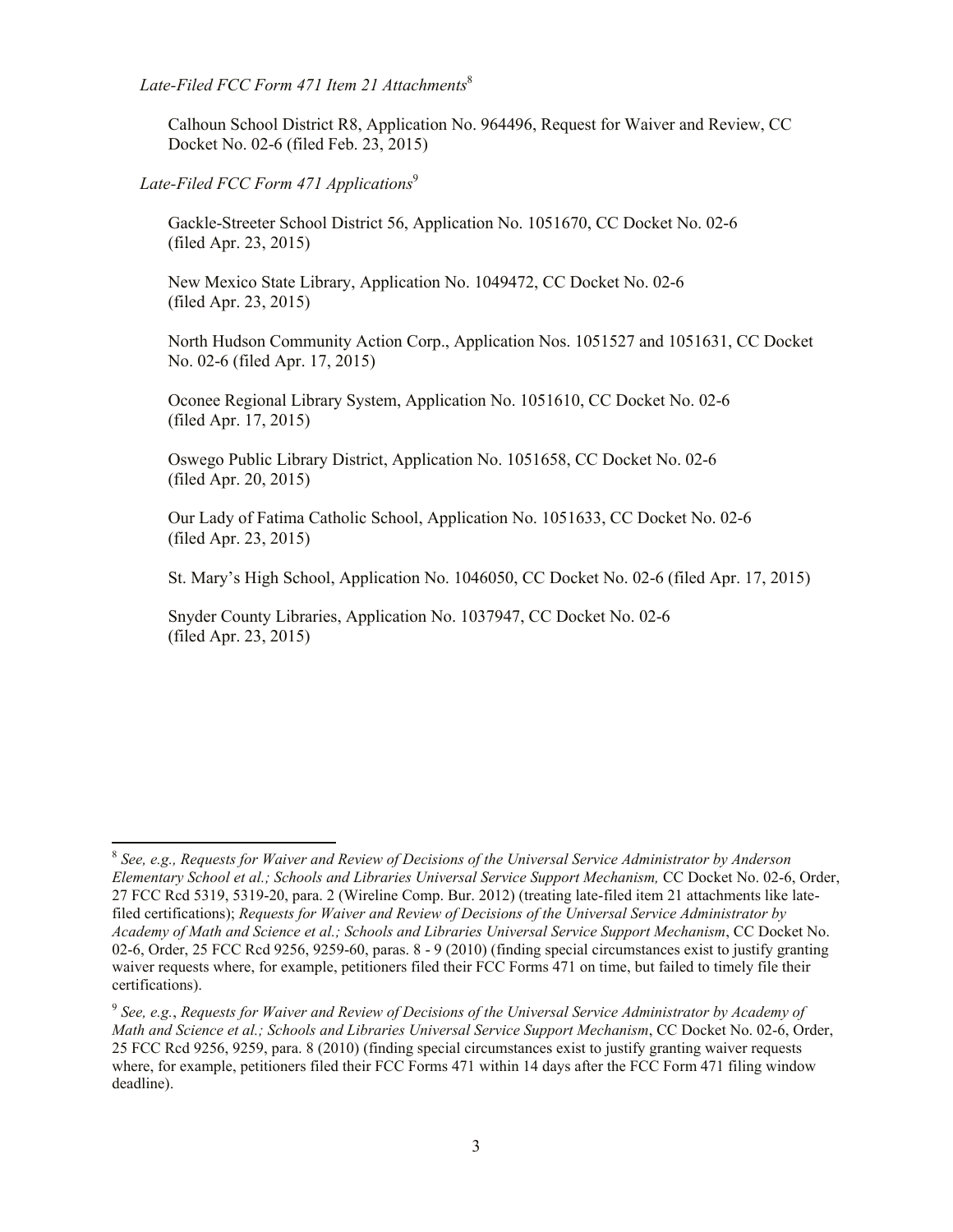*Late-Filed FCC Form 471 Item 21 Attachments*[8]

Calhoun School District R8, Application No. 964496, Request for Waiver and Review, CC Docket No. 02-6 (filed Feb. 23, 2015)

*Late-Filed FCC Form 471 Applications*[9]

Gackle-Streeter School District 56, Application No. 1051670, CC Docket No. 02-6 (filed Apr. 23, 2015)

New Mexico State Library, Application No. 1049472, CC Docket No. 02-6 (filed Apr. 23, 2015)

North Hudson Community Action Corp., Application Nos. 1051527 and 1051631, CC Docket No. 02-6 (filed Apr. 17, 2015)

Oconee Regional Library System, Application No. 1051610, CC Docket No. 02-6 (filed Apr. 17, 2015)

Oswego Public Library District, Application No. 1051658, CC Docket No. 02-6 (filed Apr. 20, 2015)

Our Lady of Fatima Catholic School, Application No. 1051633, CC Docket No. 02-6 (filed Apr. 23, 2015)

St. Mary's High School, Application No. 1046050, CC Docket No. 02-6 (filed Apr. 17, 2015)

Snyder County Libraries, Application No. 1037947, CC Docket No. 02-6 (filed Apr. 23, 2015)

---

[8] *See, e.g., Requests for Waiver and Review of Decisions of the Universal Service Administrator by Anderson Elementary School et al.; Schools and Libraries Universal Service Support Mechanism,* CC Docket No. 02-6, Order, 27 FCC Rcd 5319, 5319-20, para. 2 (Wireline Comp. Bur. 2012) (treating late-filed item 21 attachments like late-filed certifications); *Requests for Waiver and Review of Decisions of the Universal Service Administrator by Academy of Math and Science et al.; Schools and Libraries Universal Service Support Mechanism*, CC Docket No. 02-6, Order, 25 FCC Rcd 9256, 9259-60, paras. 8 - 9 (2010) (finding special circumstances exist to justify granting waiver requests where, for example, petitioners filed their FCC Forms 471 on time, but failed to timely file their certifications).

[9] *See, e.g.*, *Requests for Waiver and Review of Decisions of the Universal Service Administrator by Academy of Math and Science et al.; Schools and Libraries Universal Service Support Mechanism*, CC Docket No. 02-6, Order, 25 FCC Rcd 9256, 9259, para. 8 (2010) (finding special circumstances exist to justify granting waiver requests where, for example, petitioners filed their FCC Forms 471 within 14 days after the FCC Form 471 filing window deadline).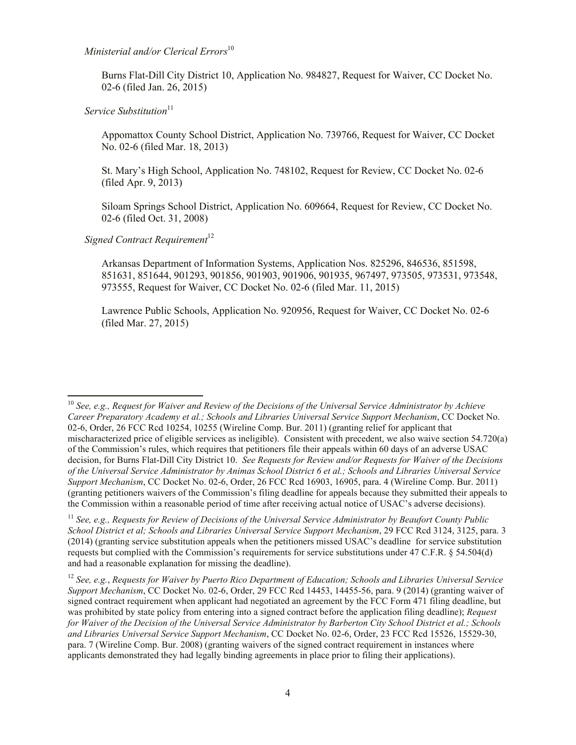*Ministerial and/or Clerical Errors*[10]

Burns Flat-Dill City District 10, Application No. 984827, Request for Waiver, CC Docket No. 02-6 (filed Jan. 26, 2015)

*Service Substitution*[11]

Appomattox County School District, Application No. 739766, Request for Waiver, CC Docket No. 02-6 (filed Mar. 18, 2013)

St. Mary's High School, Application No. 748102, Request for Review, CC Docket No. 02-6 (filed Apr. 9, 2013)

Siloam Springs School District, Application No. 609664, Request for Review, CC Docket No. 02-6 (filed Oct. 31, 2008)

*Signed Contract Requirement*[12]

Arkansas Department of Information Systems, Application Nos. 825296, 846536, 851598, 851631, 851644, 901293, 901856, 901903, 901906, 901935, 967497, 973505, 973531, 973548, 973555, Request for Waiver, CC Docket No. 02-6 (filed Mar. 11, 2015)

Lawrence Public Schools, Application No. 920956, Request for Waiver, CC Docket No. 02-6 (filed Mar. 27, 2015)

---

[10] *See, e.g., Request for Waiver and Review of the Decisions of the Universal Service Administrator by Achieve Career Preparatory Academy et al.; Schools and Libraries Universal Service Support Mechanism*, CC Docket No. 02-6, Order, 26 FCC Rcd 10254, 10255 (Wireline Comp. Bur. 2011) (granting relief for applicant that mischaracterized price of eligible services as ineligible). Consistent with precedent, we also waive section 54.720(a) of the Commission's rules, which requires that petitioners file their appeals within 60 days of an adverse USAC decision, for Burns Flat-Dill City District 10. *See Requests for Review and/or Requests for Waiver of the Decisions of the Universal Service Administrator by Animas School District 6 et al.; Schools and Libraries Universal Service Support Mechanism*, CC Docket No. 02-6, Order, 26 FCC Rcd 16903, 16905, para. 4 (Wireline Comp. Bur. 2011) (granting petitioners waivers of the Commission's filing deadline for appeals because they submitted their appeals to the Commission within a reasonable period of time after receiving actual notice of USAC's adverse decisions).

[11] *See, e.g., Requests for Review of Decisions of the Universal Service Administrator by Beaufort County Public School District et al; Schools and Libraries Universal Service Support Mechanism*, 29 FCC Rcd 3124, 3125, para. 3 (2014) (granting service substitution appeals when the petitioners missed USAC's deadline for service substitution requests but complied with the Commission's requirements for service substitutions under 47 C.F.R. § 54.504(d) and had a reasonable explanation for missing the deadline).

[12] *See, e.g.*, *Requests for Waiver by Puerto Rico Department of Education; Schools and Libraries Universal Service Support Mechanism*, CC Docket No. 02-6, Order, 29 FCC Rcd 14453, 14455-56, para. 9 (2014) (granting waiver of signed contract requirement when applicant had negotiated an agreement by the FCC Form 471 filing deadline, but was prohibited by state policy from entering into a signed contract before the application filing deadline); *Request for Waiver of the Decision of the Universal Service Administrator by Barberton City School District et al.; Schools and Libraries Universal Service Support Mechanism*, CC Docket No. 02-6, Order, 23 FCC Rcd 15526, 15529-30, para. 7 (Wireline Comp. Bur. 2008) (granting waivers of the signed contract requirement in instances where applicants demonstrated they had legally binding agreements in place prior to filing their applications).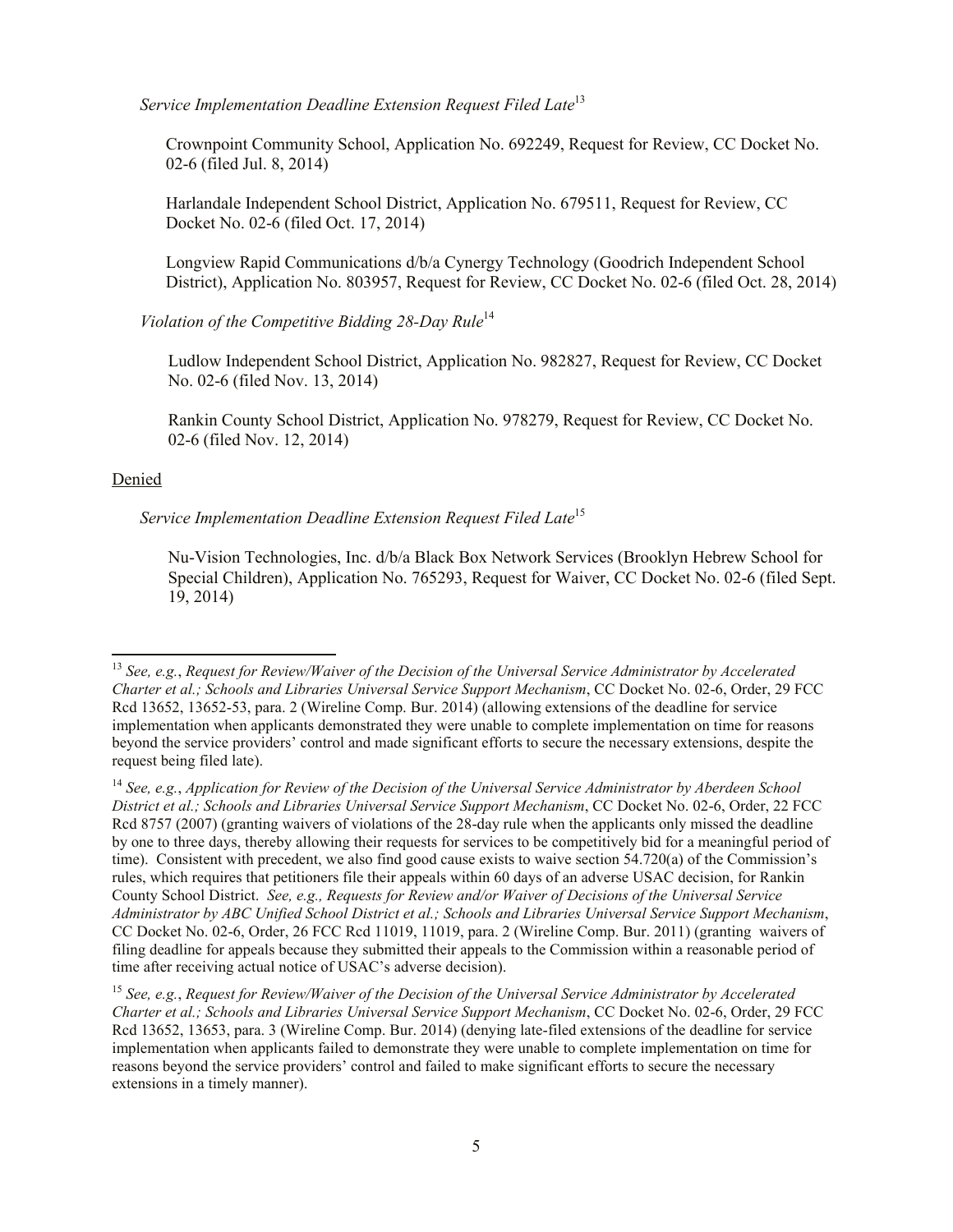*Service Implementation Deadline Extension Request Filed Late*[13]

Crownpoint Community School, Application No. 692249, Request for Review, CC Docket No. 02-6 (filed Jul. 8, 2014)

Harlandale Independent School District, Application No. 679511, Request for Review, CC Docket No. 02-6 (filed Oct. 17, 2014)

Longview Rapid Communications d/b/a Cynergy Technology (Goodrich Independent School District), Application No. 803957, Request for Review, CC Docket No. 02-6 (filed Oct. 28, 2014)

*Violation of the Competitive Bidding 28-Day Rule*[14]

Ludlow Independent School District, Application No. 982827, Request for Review, CC Docket No. 02-6 (filed Nov. 13, 2014)

Rankin County School District, Application No. 978279, Request for Review, CC Docket No. 02-6 (filed Nov. 12, 2014)

<u>Denied</u>

*Service Implementation Deadline Extension Request Filed Late*[15]

Nu-Vision Technologies, Inc. d/b/a Black Box Network Services (Brooklyn Hebrew School for Special Children), Application No. 765293, Request for Waiver, CC Docket No. 02-6 (filed Sept. 19, 2014)

---

[13] *See, e.g.*, *Request for Review/Waiver of the Decision of the Universal Service Administrator by Accelerated Charter et al.; Schools and Libraries Universal Service Support Mechanism*, CC Docket No. 02-6, Order, 29 FCC Rcd 13652, 13652-53, para. 2 (Wireline Comp. Bur. 2014) (allowing extensions of the deadline for service implementation when applicants demonstrated they were unable to complete implementation on time for reasons beyond the service providers' control and made significant efforts to secure the necessary extensions, despite the request being filed late).

[14] *See, e.g.*, *Application for Review of the Decision of the Universal Service Administrator by Aberdeen School District et al.; Schools and Libraries Universal Service Support Mechanism*, CC Docket No. 02-6, Order, 22 FCC Rcd 8757 (2007) (granting waivers of violations of the 28-day rule when the applicants only missed the deadline by one to three days, thereby allowing their requests for services to be competitively bid for a meaningful period of time). Consistent with precedent, we also find good cause exists to waive section 54.720(a) of the Commission's rules, which requires that petitioners file their appeals within 60 days of an adverse USAC decision, for Rankin County School District. *See, e.g., Requests for Review and/or Waiver of Decisions of the Universal Service Administrator by ABC Unified School District et al.; Schools and Libraries Universal Service Support Mechanism*, CC Docket No. 02-6, Order, 26 FCC Rcd 11019, 11019, para. 2 (Wireline Comp. Bur. 2011) (granting waivers of filing deadline for appeals because they submitted their appeals to the Commission within a reasonable period of time after receiving actual notice of USAC's adverse decision).

[15] *See, e.g.*, *Request for Review/Waiver of the Decision of the Universal Service Administrator by Accelerated Charter et al.; Schools and Libraries Universal Service Support Mechanism*, CC Docket No. 02-6, Order, 29 FCC Rcd 13652, 13653, para. 3 (Wireline Comp. Bur. 2014) (denying late-filed extensions of the deadline for service implementation when applicants failed to demonstrate they were unable to complete implementation on time for reasons beyond the service providers' control and failed to make significant efforts to secure the necessary extensions in a timely manner).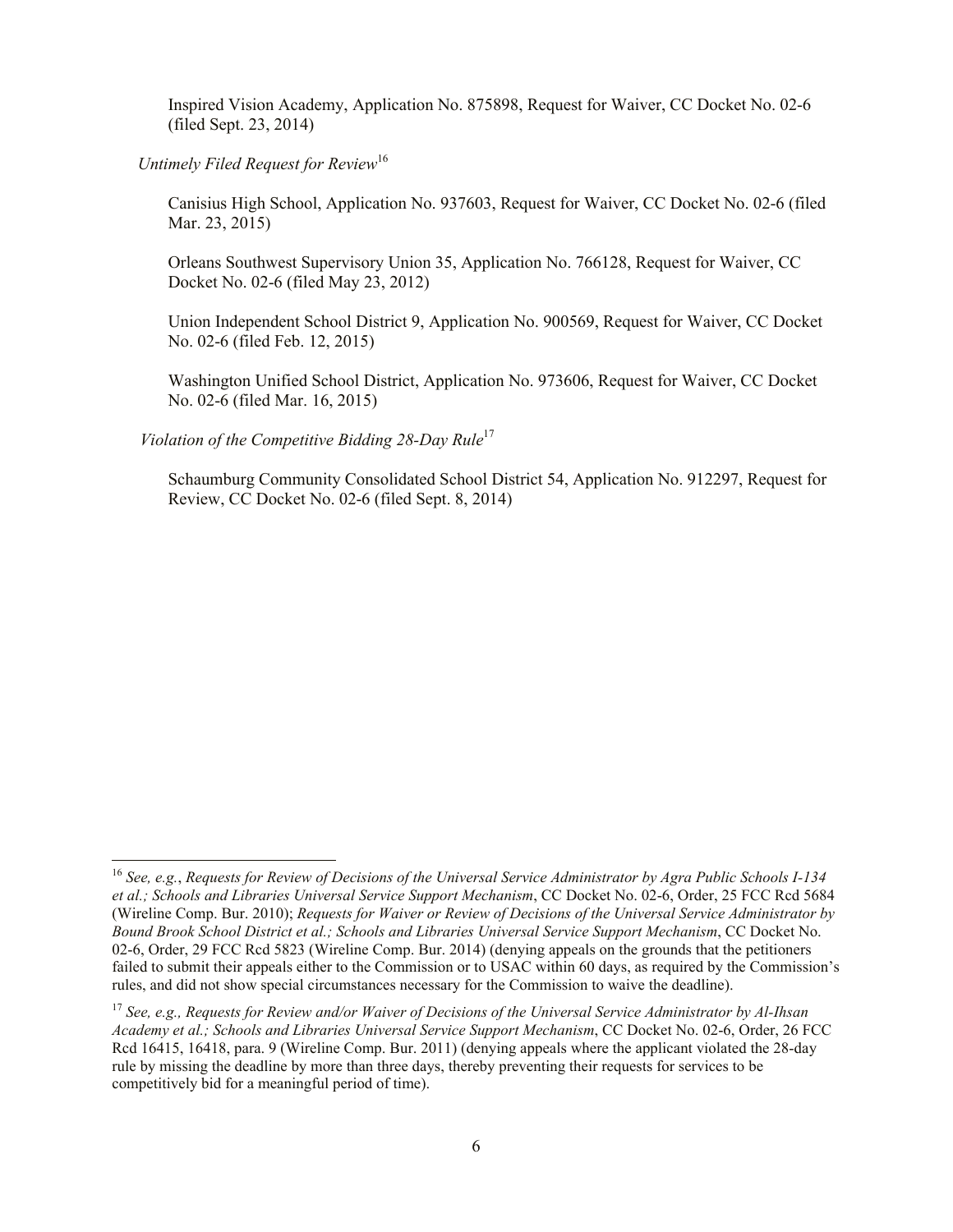Inspired Vision Academy, Application No. 875898, Request for Waiver, CC Docket No. 02-6 (filed Sept. 23, 2014)

*Untimely Filed Request for Review*[16]

Canisius High School, Application No. 937603, Request for Waiver, CC Docket No. 02-6 (filed Mar. 23, 2015)

Orleans Southwest Supervisory Union 35, Application No. 766128, Request for Waiver, CC Docket No. 02-6 (filed May 23, 2012)

Union Independent School District 9, Application No. 900569, Request for Waiver, CC Docket No. 02-6 (filed Feb. 12, 2015)

Washington Unified School District, Application No. 973606, Request for Waiver, CC Docket No. 02-6 (filed Mar. 16, 2015)

*Violation of the Competitive Bidding 28-Day Rule*[17]

Schaumburg Community Consolidated School District 54, Application No. 912297, Request for Review, CC Docket No. 02-6 (filed Sept. 8, 2014)

---

[16] *See, e.g.*, *Requests for Review of Decisions of the Universal Service Administrator by Agra Public Schools I-134 et al.; Schools and Libraries Universal Service Support Mechanism*, CC Docket No. 02-6, Order, 25 FCC Rcd 5684 (Wireline Comp. Bur. 2010); *Requests for Waiver or Review of Decisions of the Universal Service Administrator by Bound Brook School District et al.; Schools and Libraries Universal Service Support Mechanism*, CC Docket No. 02-6, Order, 29 FCC Rcd 5823 (Wireline Comp. Bur. 2014) (denying appeals on the grounds that the petitioners failed to submit their appeals either to the Commission or to USAC within 60 days, as required by the Commission's rules, and did not show special circumstances necessary for the Commission to waive the deadline).

[17] *See, e.g., Requests for Review and/or Waiver of Decisions of the Universal Service Administrator by Al-Ihsan Academy et al.; Schools and Libraries Universal Service Support Mechanism*, CC Docket No. 02-6, Order, 26 FCC Rcd 16415, 16418, para. 9 (Wireline Comp. Bur. 2011) (denying appeals where the applicant violated the 28-day rule by missing the deadline by more than three days, thereby preventing their requests for services to be competitively bid for a meaningful period of time).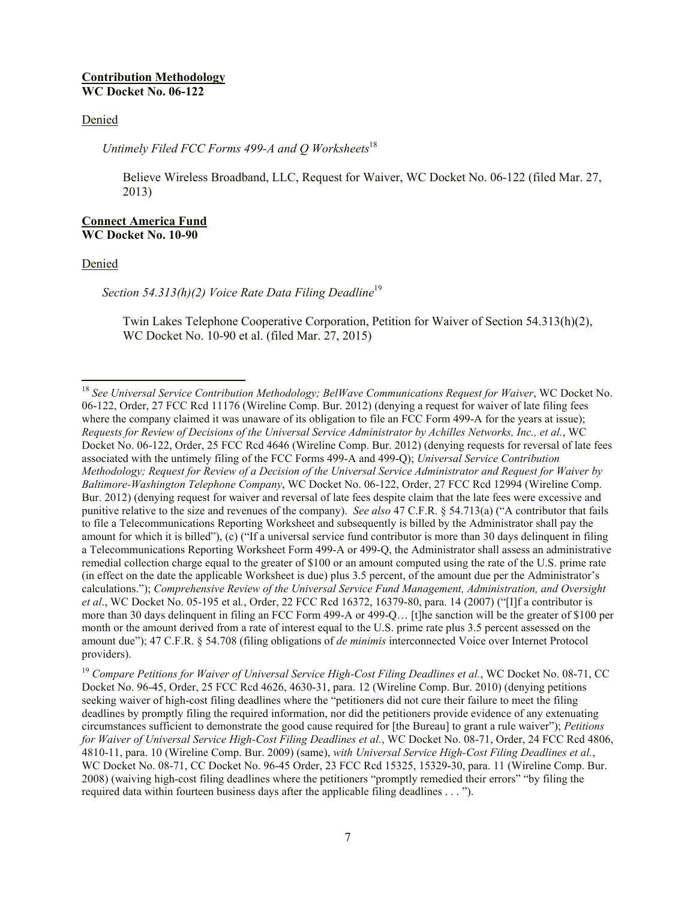**<u>Contribution Methodology</u>**
**WC Docket No. 06-122**

<u>Denied</u>

*Untimely Filed FCC Forms 499-A and Q Worksheets*[18]

Believe Wireless Broadband, LLC, Request for Waiver, WC Docket No. 06-122 (filed Mar. 27, 2013)

**<u>Connect America Fund</u>**
**WC Docket No. 10-90**

<u>Denied</u>

*Section 54.313(h)(2) Voice Rate Data Filing Deadline*[19]

Twin Lakes Telephone Cooperative Corporation, Petition for Waiver of Section 54.313(h)(2), WC Docket No. 10-90 et al. (filed Mar. 27, 2015)

---

[18] *See Universal Service Contribution Methodology; BelWave Communications Request for Waiver*, WC Docket No. 06-122, Order, 27 FCC Rcd 11176 (Wireline Comp. Bur. 2012) (denying a request for waiver of late filing fees where the company claimed it was unaware of its obligation to file an FCC Form 499-A for the years at issue); *Requests for Review of Decisions of the Universal Service Administrator by Achilles Networks, Inc., et al.*, WC Docket No. 06-122, Order, 25 FCC Rcd 4646 (Wireline Comp. Bur. 2012) (denying requests for reversal of late fees associated with the untimely filing of the FCC Forms 499-A and 499-Q); *Universal Service Contribution Methodology; Request for Review of a Decision of the Universal Service Administrator and Request for Waiver by Baltimore-Washington Telephone Company*, WC Docket No. 06-122, Order, 27 FCC Rcd 12994 (Wireline Comp. Bur. 2012) (denying request for waiver and reversal of late fees despite claim that the late fees were excessive and punitive relative to the size and revenues of the company). *See also* 47 C.F.R. § 54.713(a) ("A contributor that fails to file a Telecommunications Reporting Worksheet and subsequently is billed by the Administrator shall pay the amount for which it is billed"), (c) ("If a universal service fund contributor is more than 30 days delinquent in filing a Telecommunications Reporting Worksheet Form 499-A or 499-Q, the Administrator shall assess an administrative remedial collection charge equal to the greater of $100 or an amount computed using the rate of the U.S. prime rate (in effect on the date the applicable Worksheet is due) plus 3.5 percent, of the amount due per the Administrator's calculations."); *Comprehensive Review of the Universal Service Fund Management, Administration, and Oversight et al*., WC Docket No. 05-195 et al*.*, Order, 22 FCC Rcd 16372, 16379-80, para. 14 (2007) ("[I]f a contributor is more than 30 days delinquent in filing an FCC Form 499-A or 499-Q… [t]he sanction will be the greater of $100 per month or the amount derived from a rate of interest equal to the U.S. prime rate plus 3.5 percent assessed on the amount due"); 47 C.F.R. § 54.708 (filing obligations of *de minimis* interconnected Voice over Internet Protocol providers).

[19] *Compare Petitions for Waiver of Universal Service High-Cost Filing Deadlines et al.*, WC Docket No. 08-71, CC Docket No. 96-45, Order, 25 FCC Rcd 4626, 4630-31, para. 12 (Wireline Comp. Bur. 2010) (denying petitions seeking waiver of high-cost filing deadlines where the "petitioners did not cure their failure to meet the filing deadlines by promptly filing the required information, nor did the petitioners provide evidence of any extenuating circumstances sufficient to demonstrate the good cause required for [the Bureau] to grant a rule waiver"); *Petitions for Waiver of Universal Service High-Cost Filing Deadlines et al.*, WC Docket No. 08-71, Order, 24 FCC Rcd 4806, 4810-11, para. 10 (Wireline Comp. Bur. 2009) (same), *with Universal Service High-Cost Filing Deadlines et al.*, WC Docket No. 08-71, CC Docket No. 96-45 Order, 23 FCC Rcd 15325, 15329-30, para. 11 (Wireline Comp. Bur. 2008) (waiving high-cost filing deadlines where the petitioners "promptly remedied their errors" "by filing the required data within fourteen business days after the applicable filing deadlines . . . ").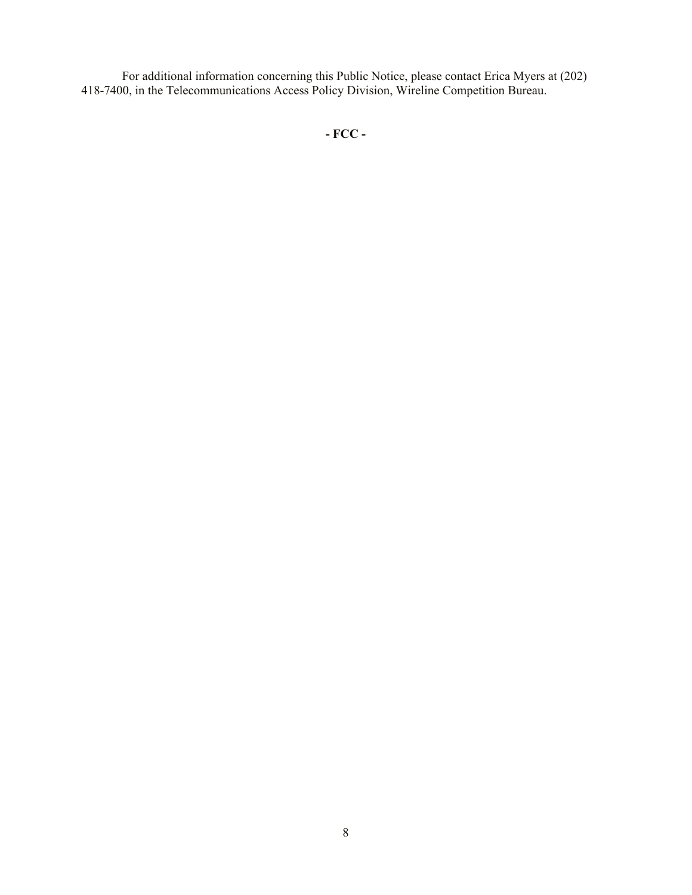For additional information concerning this Public Notice, please contact Erica Myers at (202) 418-7400, in the Telecommunications Access Policy Division, Wireline Competition Bureau.

**- FCC -**